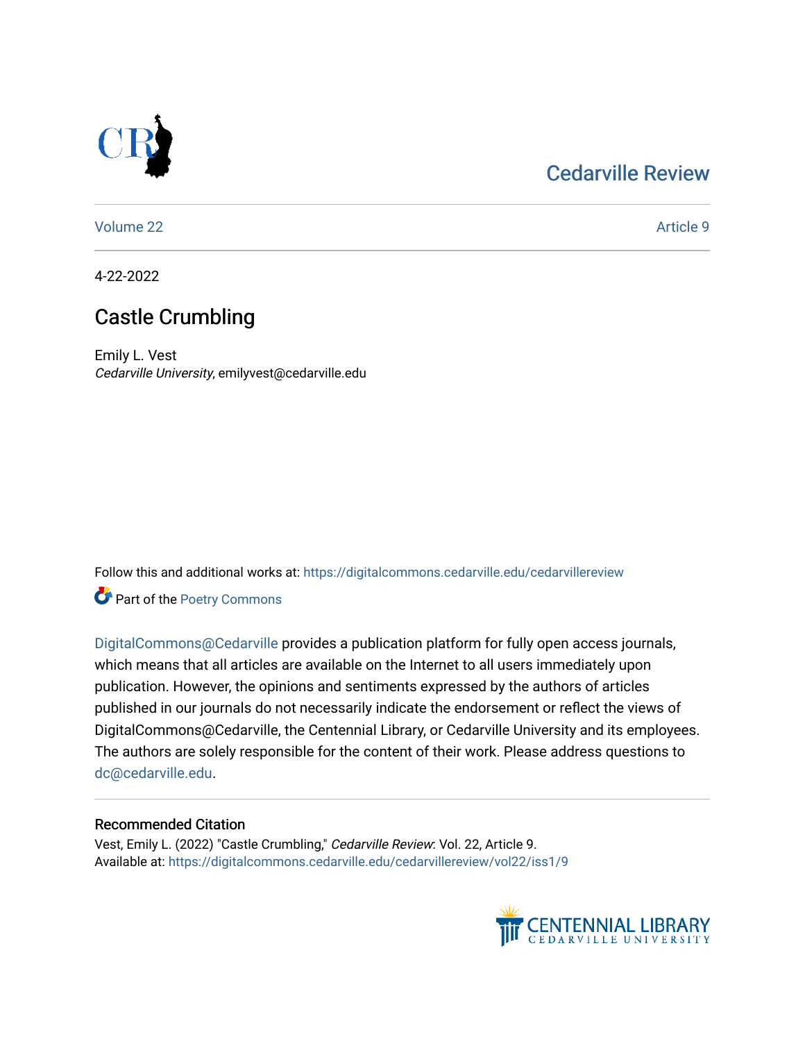Cedarville Review

Volume 22 | Article 9

4-22-2022

# Castle Crumbling

Emily L. Vest
*Cedarville University*, emilyvest@cedarville.edu

Follow this and additional works at: https://digitalcommons.cedarville.edu/cedarvillereview

Part of the Poetry Commons

DigitalCommons@Cedarville provides a publication platform for fully open access journals, which means that all articles are available on the Internet to all users immediately upon publication. However, the opinions and sentiments expressed by the authors of articles published in our journals do not necessarily indicate the endorsement or reflect the views of DigitalCommons@Cedarville, the Centennial Library, or Cedarville University and its employees. The authors are solely responsible for the content of their work. Please address questions to dc@cedarville.edu.

## Recommended Citation

Vest, Emily L. (2022) "Castle Crumbling," *Cedarville Review*: Vol. 22, Article 9.
Available at: https://digitalcommons.cedarville.edu/cedarvillereview/vol22/iss1/9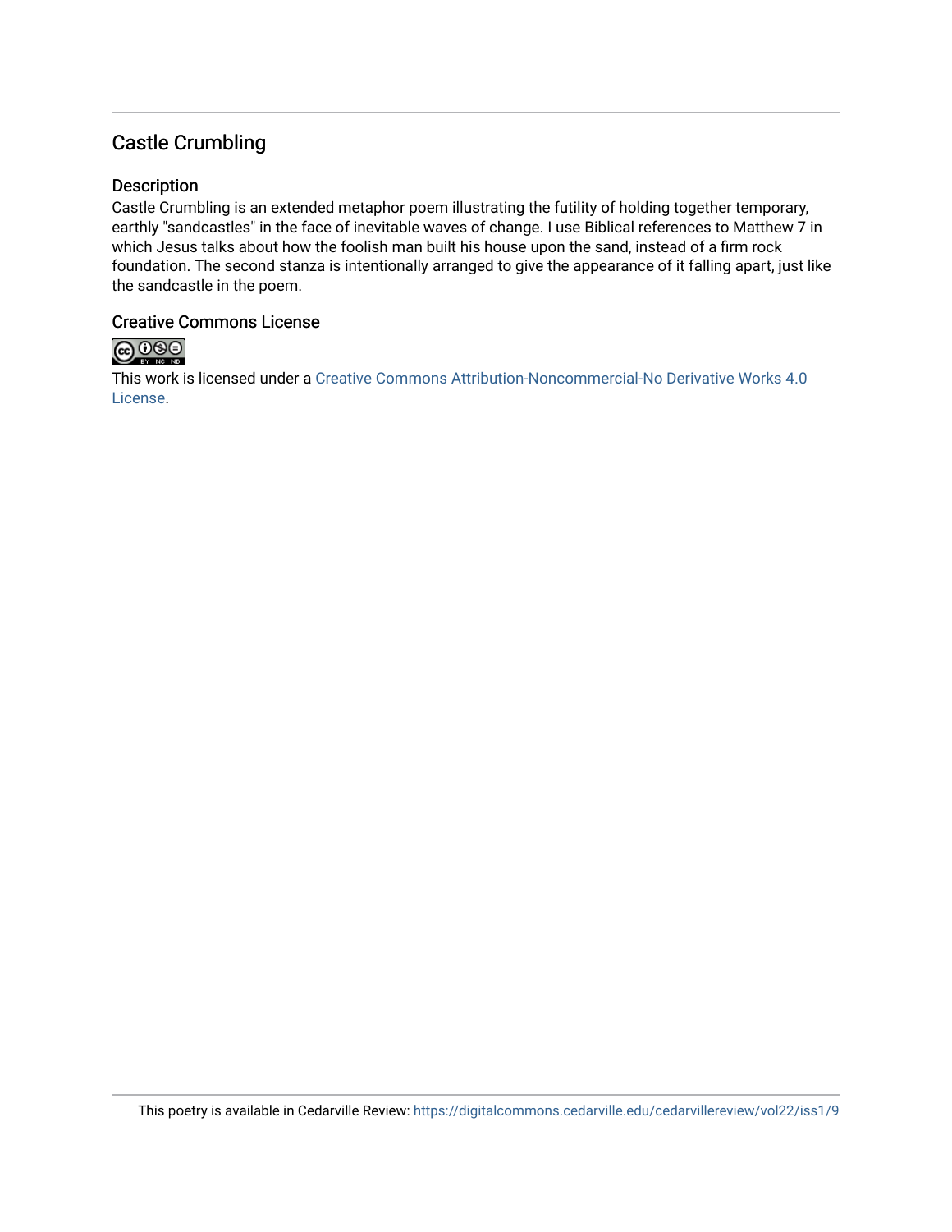## Castle Crumbling

### Description

Castle Crumbling is an extended metaphor poem illustrating the futility of holding together temporary, earthly "sandcastles" in the face of inevitable waves of change. I use Biblical references to Matthew 7 in which Jesus talks about how the foolish man built his house upon the sand, instead of a firm rock foundation. The second stanza is intentionally arranged to give the appearance of it falling apart, just like the sandcastle in the poem.

### Creative Commons License

This work is licensed under a Creative Commons Attribution-Noncommercial-No Derivative Works 4.0 License.

This poetry is available in Cedarville Review: https://digitalcommons.cedarville.edu/cedarvillereview/vol22/iss1/9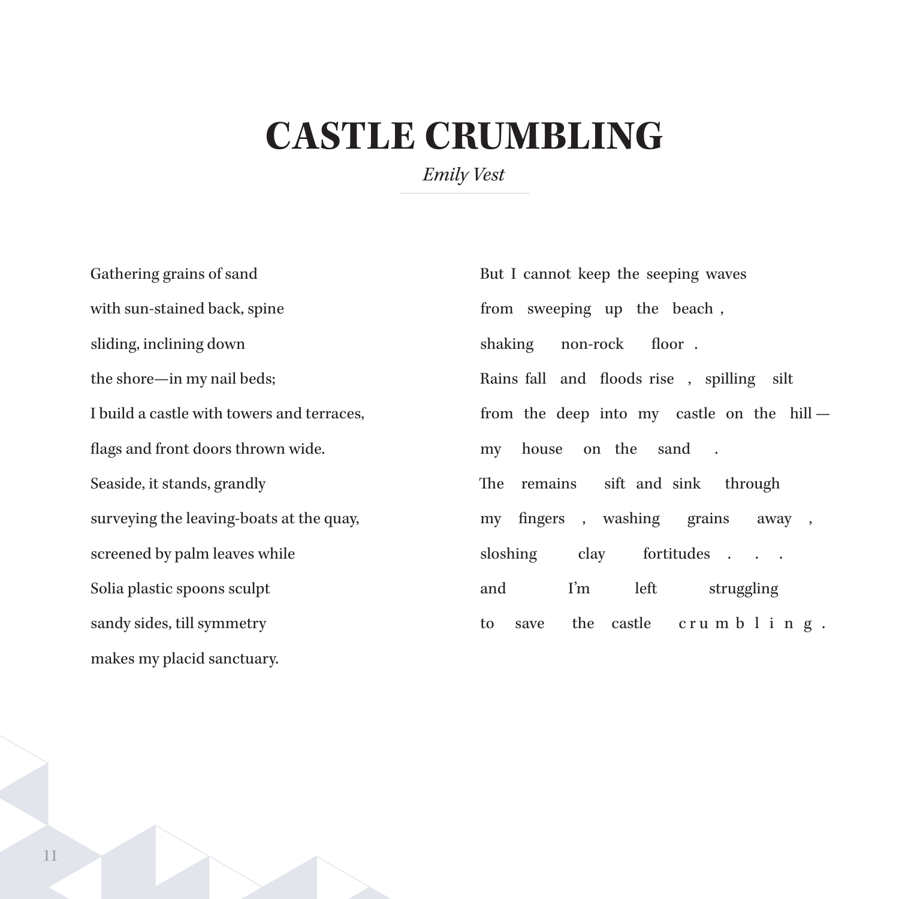# CASTLE CRUMBLING

*Emily Vest*

Gathering grains of sand
with sun-stained back, spine
sliding, inclining down
the shore—in my nail beds;
I build a castle with towers and terraces,
flags and front doors thrown wide.
Seaside, it stands, grandly
surveying the leaving-boats at the quay,
screened by palm leaves while
Solia plastic spoons sculpt
sandy sides, till symmetry
makes my placid sanctuary.

But I cannot keep the seeping waves
from sweeping up the beach ,
shaking non-rock floor .
Rains fall and floods rise , spilling silt
from the deep into my castle on the hill —
my house on the sand .
The remains sift and sink through
my fingers , washing grains away ,
sloshing clay fortitudes . . .
and I'm left struggling
to save the castle c r u m b l i n g .